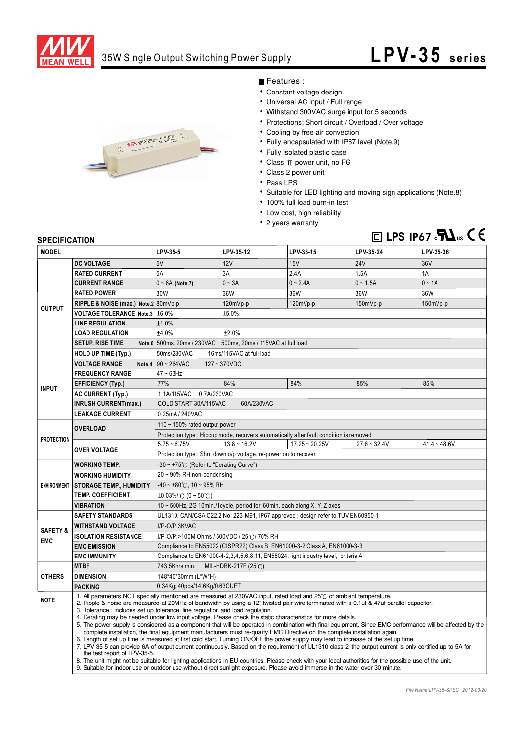# 35W Single Output Switching Power Supply

## LPV-35 series

■ Features :

- Constant voltage design
- Universal AC input / Full range
- Withstand 300VAC surge input for 5 seconds
- Protections: Short circuit / Overload / Over voltage
- Cooling by free air convection
- Fully encapsulated with IP67 level (Note.9)
- Fully isolated plastic case
- Class Ⅱ power unit, no FG
- Class 2 power unit
- Pass LPS
- Suitable for LED lighting and moving sign applications (Note.8)
- 100% full load burn-in test
- Low cost, high reliability
- 2 years warranty

LPS IP67

## SPECIFICATION

| MODEL | | LPV-35-5 | LPV-35-12 | LPV-35-15 | LPV-35-24 | LPV-35-36 |
|---|---|---|---|---|---|---|
| OUTPUT | DC VOLTAGE | 5V | 12V | 15V | 24V | 36V |
| | RATED CURRENT | 5A | 3A | 2.4A | 1.5A | 1A |
| | CURRENT RANGE | 0 ~ 6A (Note.7) | 0 ~ 3A | 0 ~ 2.4A | 0 ~ 1.5A | 0 ~ 1A |
| | RATED POWER | 30W | 36W | 36W | 36W | 36W |
| | RIPPLE & NOISE (max.) Note.2 | 80mVp-p | 120mVp-p | 120mVp-p | 150mVp-p | 150mVp-p |
| | VOLTAGE TOLERANCE Note.3 | ±6.0% | ±5.0% | | | |
| | LINE REGULATION | ±1.0% | | | | |
| | LOAD REGULATION | ±4.0% | ±2.0% | | | |
| | SETUP, RISE TIME Note.6 | 500ms, 20ms / 230VAC 500ms, 20ms / 115VAC at full load | | | | |
| | HOLD UP TIME (Typ.) | 50ms/230VAC 16ms/115VAC at full load | | | | |
| INPUT | VOLTAGE RANGE Note.4 | 90 ~ 264VAC 127 ~ 370VDC | | | | |
| | FREQUENCY RANGE | 47 ~ 63Hz | | | | |
| | EFFICIENCY (Typ.) | 77% | 84% | 84% | 85% | 85% |
| | AC CURRENT (Typ.) | 1.1A/115VAC 0.7A/230VAC | | | | |
| | INRUSH CURRENT(max.) | COLD START 30A/115VAC 60A/230VAC | | | | |
| | LEAKAGE CURRENT | 0.25mA / 240VAC | | | | |
| PROTECTION | OVERLOAD | 110 ~ 150% rated output power | | | | |
| | | Protection type : Hiccup mode, recovers automatically after fault condition is removed | | | | |
| | OVER VOLTAGE | 5.75 ~ 6.75V | 13.8 ~ 16.2V | 17.25 ~ 20.25V | 27.6 ~ 32.4V | 41.4 ~ 48.6V |
| | | Protection type : Shut down o/p voltage, re-power on to recover | | | | |
| ENVIRONMENT | WORKING TEMP. | -30 ~ +75℃ (Refer to "Derating Curve") | | | | |
| | WORKING HUMIDITY | 20 ~ 90% RH non-condensing | | | | |
| | STORAGE TEMP., HUMIDITY | -40 ~ +80℃, 10 ~ 95% RH | | | | |
| | TEMP. COEFFICIENT | ±0.03%/℃ (0 ~ 50℃) | | | | |
| | VIBRATION | 10 ~ 500Hz, 2G 10min./1cycle, period for 60min. each along X, Y, Z axes | | | | |
| SAFETY & EMC | SAFETY STANDARDS | UL1310, CAN/CSA C22.2 No. 223-M91, IP67 approved ; design refer to TUV EN60950-1 | | | | |
| | WITHSTAND VOLTAGE | I/P-O/P:3KVAC | | | | |
| | ISOLATION RESISTANCE | I/P-O/P:>100M Ohms / 500VDC / 25℃/ 70% RH | | | | |
| | EMC EMISSION | Compliance to EN55022 (CISPR22) Class B, EN61000-3-2 Class A, EN61000-3-3 | | | | |
| | EMC IMMUNITY | Compliance to EN61000-4-2,3,4,5,6,8,11, EN55024, light industry level, criteria A | | | | |
| OTHERS | MTBF | 743.5Khrs min. MIL-HDBK-217F (25℃) | | | | |
| | DIMENSION | 148*40*30mm (L*W*H) | | | | |
| | PACKING | 0.34Kg; 40pcs/14.6Kg/0.63CUFT | | | | |

**NOTE**

1. All parameters NOT specially mentioned are measured at 230VAC input, rated load and 25℃ of ambient temperature.
2. Ripple & noise are measured at 20MHz of bandwidth by using a 12" twisted pair-wire terminated with a 0.1uf & 47uf parallel capacitor.
3. Tolerance : includes set up tolerance, line regulation and load regulation.
4. Derating may be needed under low input voltage. Please check the static characteristics for more details.
5. The power supply is considered as a component that will be operated in combination with final equipment. Since EMC performance will be affected by the complete installation, the final equipment manufacturers must re-qualify EMC Directive on the complete installation again.
6. Length of set up time is measured at first cold start. Turning ON/OFF the power supply may lead to increase of the set up time.
7. LPV-35-5 can provide 6A of output current continuously. Based on the requirement of UL1310 class 2, the output current is only certified up to 5A for the test report of LPV-35-5.
8. The unit might not be suitable for lighting applications in EU countries. Please check with your local authorities for the possible use of the unit.
9. Suitable for indoor use or outdoor use without direct sunlight exposure. Please avoid immerse in the water over 30 minute.

File Name:LPV-35-SPEC 2012-03-20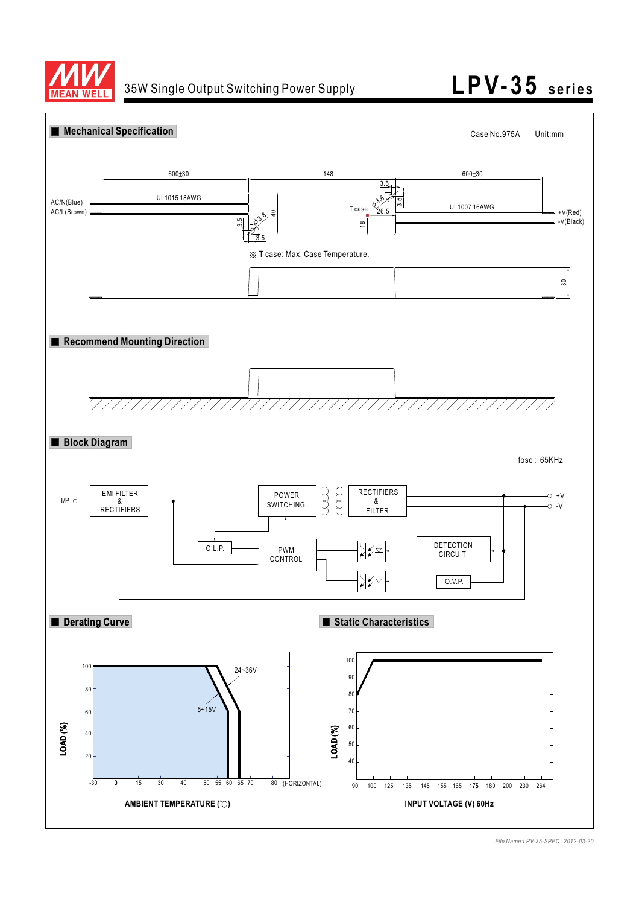## Mechanical Specification

Case No.975A Unit:mm

600±30
148
600±30
UL1015 18AWG
UL1007 16AWG
AC/N(Blue)
AC/L(Brown)
+V(Red)
-V(Black)
3.5
ϕ3.6
40
3.5
T case
26.5
18
3.5
ϕ3.6
3.5
7
30

※ T case: Max. Case Temperature.

## Recommend Mounting Direction

## Block Diagram

fosc : 65KHz

I/P
EMI FILTER & RECTIFIERS
POWER SWITCHING
RECTIFIERS & FILTER
+V
-V
O.L.P.
PWM CONTROL
DETECTION CIRCUIT
O.V.P.

## Derating Curve

LOAD (%)
100
80
60
40
20
24~36V
5~15V
-30 0 15 30 40 50 55 60 65 70 80 (HORIZONTAL)
AMBIENT TEMPERATURE (℃)

## Static Characteristics

LOAD (%)
100
90
80
70
60
50
40
90 100 125 135 145 155 165 175 180 200 230 264
INPUT VOLTAGE (V) 60Hz

*File Name:LPV-35-SPEC 2012-03-20*